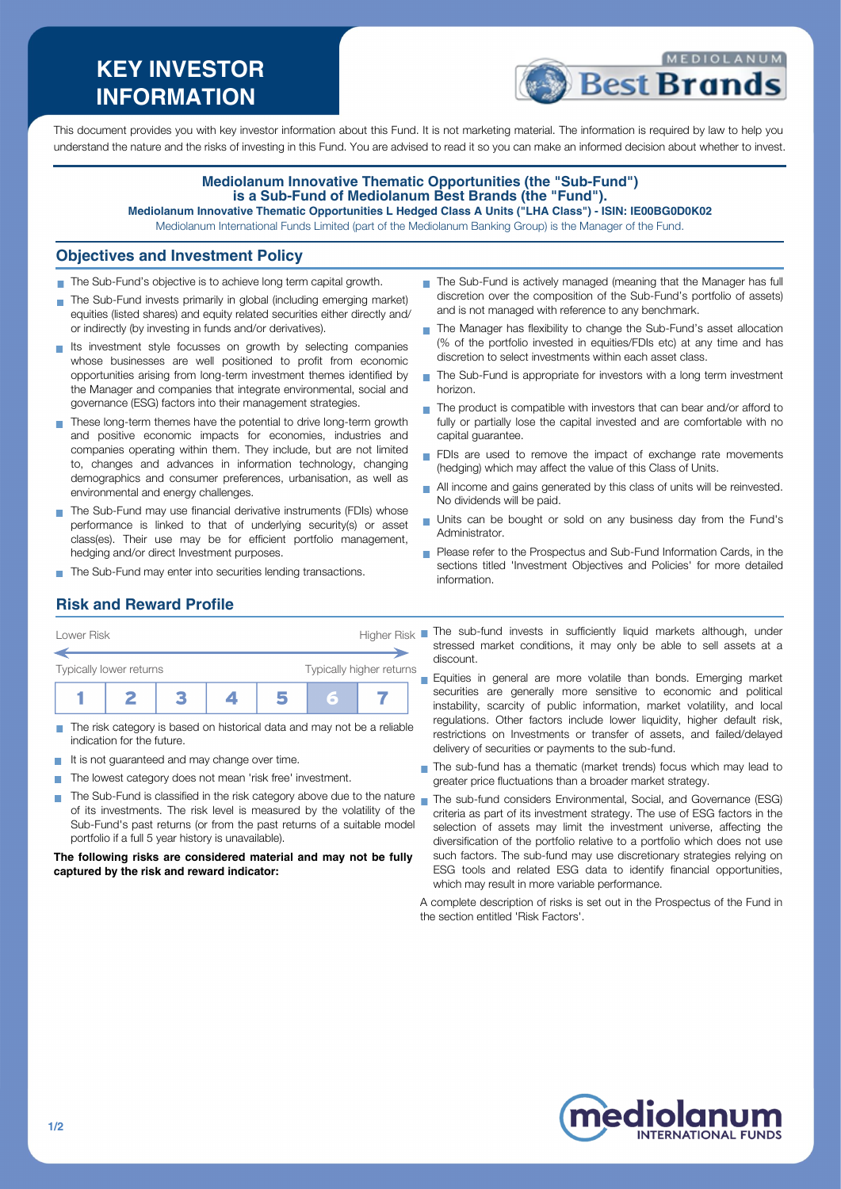# KEY INVESTOR INFORMATION

This document provides you with key investor information about this Fund. It is not marketing material. The information is required by law to help you understand the nature and the risks of investing in this Fund. You are advised to read it so you can make an informed decision about whether to invest.

**Mediolanum Innovative Thematic Opportunities (the "Sub-Fund") is a Sub-Fund of Mediolanum Best Brands (the "Fund").**

**Mediolanum Innovative Thematic Opportunities L Hedged Class A Units ("LHA Class") - ISIN: IE00BG0D0K02**

Mediolanum International Funds Limited (part of the Mediolanum Banking Group) is the Manager of the Fund.

## Objectives and Investment Policy

- The Sub-Fund's objective is to achieve long term capital growth.
- The Sub-Fund invests primarily in global (including emerging market) equities (listed shares) and equity related securities either directly and/or indirectly (by investing in funds and/or derivatives).
- Its investment style focusses on growth by selecting companies whose businesses are well positioned to profit from economic opportunities arising from long-term investment themes identified by the Manager and companies that integrate environmental, social and governance (ESG) factors into their management strategies.
- These long-term themes have the potential to drive long-term growth and positive economic impacts for economies, industries and companies operating within them. They include, but are not limited to, changes and advances in information technology, changing demographics and consumer preferences, urbanisation, as well as environmental and energy challenges.
- The Sub-Fund may use financial derivative instruments (FDIs) whose performance is linked to that of underlying security(s) or asset class(es). Their use may be for efficient portfolio management, hedging and/or direct Investment purposes.
- The Sub-Fund may enter into securities lending transactions.
- The Sub-Fund is actively managed (meaning that the Manager has full discretion over the composition of the Sub-Fund's portfolio of assets) and is not managed with reference to any benchmark.
- The Manager has flexibility to change the Sub-Fund's asset allocation (% of the portfolio invested in equities/FDIs etc) at any time and has discretion to select investments within each asset class.
- The Sub-Fund is appropriate for investors with a long term investment horizon.
- The product is compatible with investors that can bear and/or afford to fully or partially lose the capital invested and are comfortable with no capital guarantee.
- FDIs are used to remove the impact of exchange rate movements (hedging) which may affect the value of this Class of Units.
- All income and gains generated by this class of units will be reinvested. No dividends will be paid.
- Units can be bought or sold on any business day from the Fund's Administrator.
- Please refer to the Prospectus and Sub-Fund Information Cards, in the sections titled 'Investment Objectives and Policies' for more detailed information.

## Risk and Reward Profile

Lower Risk — Higher Risk

Typically lower returns — Typically higher returns

| 1 | 2 | 3 | 4 | 5 | **6** | 7 |
|---|---|---|---|---|---|---|

- The risk category is based on historical data and may not be a reliable indication for the future.
- It is not guaranteed and may change over time.
- The lowest category does not mean 'risk free' investment.
- The Sub-Fund is classified in the risk category above due to the nature of its investments. The risk level is measured by the volatility of the Sub-Fund's past returns (or from the past returns of a suitable model portfolio if a full 5 year history is unavailable).

**The following risks are considered material and may not be fully captured by the risk and reward indicator:**

- The sub-fund invests in sufficiently liquid markets although, under stressed market conditions, it may only be able to sell assets at a discount.
- Equities in general are more volatile than bonds. Emerging market securities are generally more sensitive to economic and political instability, scarcity of public information, market volatility, and local regulations. Other factors include lower liquidity, higher default risk, restrictions on Investments or transfer of assets, and failed/delayed delivery of securities or payments to the sub-fund.
- The sub-fund has a thematic (market trends) focus which may lead to greater price fluctuations than a broader market strategy.
- The sub-fund considers Environmental, Social, and Governance (ESG) criteria as part of its investment strategy. The use of ESG factors in the selection of assets may limit the investment universe, affecting the diversification of the portfolio relative to a portfolio which does not use such factors. The sub-fund may use discretionary strategies relying on ESG tools and related ESG data to identify financial opportunities, which may result in more variable performance.

A complete description of risks is set out in the Prospectus of the Fund in the section entitled 'Risk Factors'.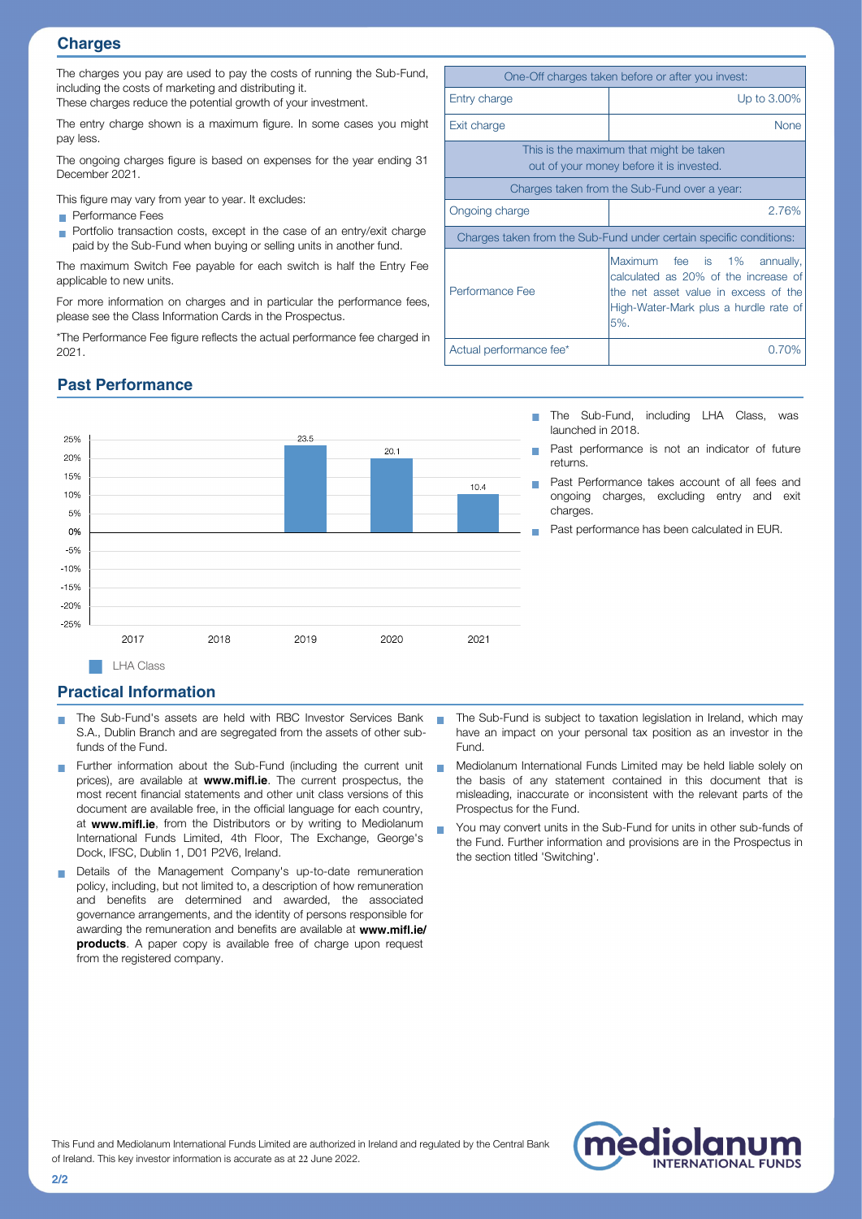## Charges

The charges you pay are used to pay the costs of running the Sub-Fund, including the costs of marketing and distributing it.
These charges reduce the potential growth of your investment.

The entry charge shown is a maximum figure. In some cases you might pay less.

The ongoing charges figure is based on expenses for the year ending 31 December 2021.

This figure may vary from year to year. It excludes:

- Performance Fees
- Portfolio transaction costs, except in the case of an entry/exit charge paid by the Sub-Fund when buying or selling units in another fund.

The maximum Switch Fee payable for each switch is half the Entry Fee applicable to new units.

For more information on charges and in particular the performance fees, please see the Class Information Cards in the Prospectus.

*The Performance Fee figure reflects the actual performance fee charged in 2021.

| One-Off charges taken before or after you invest: | |
|---|---|
| Entry charge | Up to 3.00% |
| Exit charge | None |
| This is the maximum that might be taken out of your money before it is invested. | |
| Charges taken from the Sub-Fund over a year: | |
| Ongoing charge | 2.76% |
| Charges taken from the Sub-Fund under certain specific conditions: | |
| Performance Fee | Maximum fee is 1% annually, calculated as 20% of the increase of the net asset value in excess of the High-Water-Mark plus a hurdle rate of 5%. |
| Actual performance fee* | 0.70% |

## Past Performance

25%
20%
15%
10%
5%
0%
-5%
-10%
-15%
-20%
-25%

2017 2018 2019 2020 2021

23.5
20.1
10.4

LHA Class

- The Sub-Fund, including LHA Class, was launched in 2018.
- Past performance is not an indicator of future returns.
- Past Performance takes account of all fees and ongoing charges, excluding entry and exit charges.
- Past performance has been calculated in EUR.

## Practical Information

- The Sub-Fund's assets are held with RBC Investor Services Bank S.A., Dublin Branch and are segregated from the assets of other sub-funds of the Fund.
- Further information about the Sub-Fund (including the current unit prices), are available at **www.mifl.ie**. The current prospectus, the most recent financial statements and other unit class versions of this document are available free, in the official language for each country, at **www.mifl.ie**, from the Distributors or by writing to Mediolanum International Funds Limited, 4th Floor, The Exchange, George's Dock, IFSC, Dublin 1, D01 P2V6, Ireland.
- Details of the Management Company's up-to-date remuneration policy, including, but not limited to, a description of how remuneration and benefits are determined and awarded, the associated governance arrangements, and the identity of persons responsible for awarding the remuneration and benefits are available at **www.mifl.ie/products**. A paper copy is available free of charge upon request from the registered company.
- The Sub-Fund is subject to taxation legislation in Ireland, which may have an impact on your personal tax position as an investor in the Fund.
- Mediolanum International Funds Limited may be held liable solely on the basis of any statement contained in this document that is misleading, inaccurate or inconsistent with the relevant parts of the Prospectus for the Fund.
- You may convert units in the Sub-Fund for units in other sub-funds of the Fund. Further information and provisions are in the Prospectus in the section titled 'Switching'.

This Fund and Mediolanum International Funds Limited are authorized in Ireland and regulated by the Central Bank of Ireland. This key investor information is accurate as at 22 June 2022.